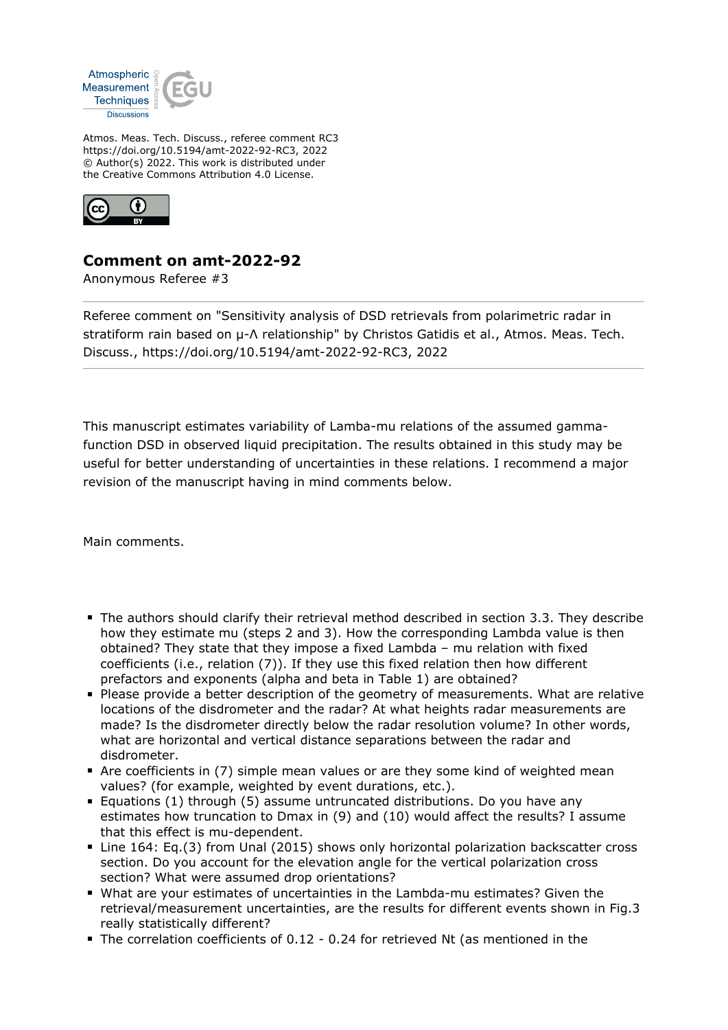Atmos. Meas. Tech. Discuss., referee comment RC3
https://doi.org/10.5194/amt-2022-92-RC3, 2022
© Author(s) 2022. This work is distributed under
the Creative Commons Attribution 4.0 License.

## Comment on amt-2022-92

Anonymous Referee #3

Referee comment on "Sensitivity analysis of DSD retrievals from polarimetric radar in stratiform rain based on μ-Λ relationship" by Christos Gatidis et al., Atmos. Meas. Tech. Discuss., https://doi.org/10.5194/amt-2022-92-RC3, 2022

This manuscript estimates variability of Lamba-mu relations of the assumed gamma-function DSD in observed liquid precipitation. The results obtained in this study may be useful for better understanding of uncertainties in these relations. I recommend a major revision of the manuscript having in mind comments below.

Main comments.

- The authors should clarify their retrieval method described in section 3.3. They describe how they estimate mu (steps 2 and 3). How the corresponding Lambda value is then obtained? They state that they impose a fixed Lambda – mu relation with fixed coefficients (i.e., relation (7)). If they use this fixed relation then how different prefactors and exponents (alpha and beta in Table 1) are obtained?
- Please provide a better description of the geometry of measurements. What are relative locations of the disdrometer and the radar? At what heights radar measurements are made? Is the disdrometer directly below the radar resolution volume? In other words, what are horizontal and vertical distance separations between the radar and disdrometer.
- Are coefficients in (7) simple mean values or are they some kind of weighted mean values? (for example, weighted by event durations, etc.).
- Equations (1) through (5) assume untruncated distributions. Do you have any estimates how truncation to Dmax in (9) and (10) would affect the results? I assume that this effect is mu-dependent.
- Line 164: Eq.(3) from Unal (2015) shows only horizontal polarization backscatter cross section. Do you account for the elevation angle for the vertical polarization cross section? What were assumed drop orientations?
- What are your estimates of uncertainties in the Lambda-mu estimates? Given the retrieval/measurement uncertainties, are the results for different events shown in Fig.3 really statistically different?
- The correlation coefficients of 0.12 - 0.24 for retrieved Nt (as mentioned in the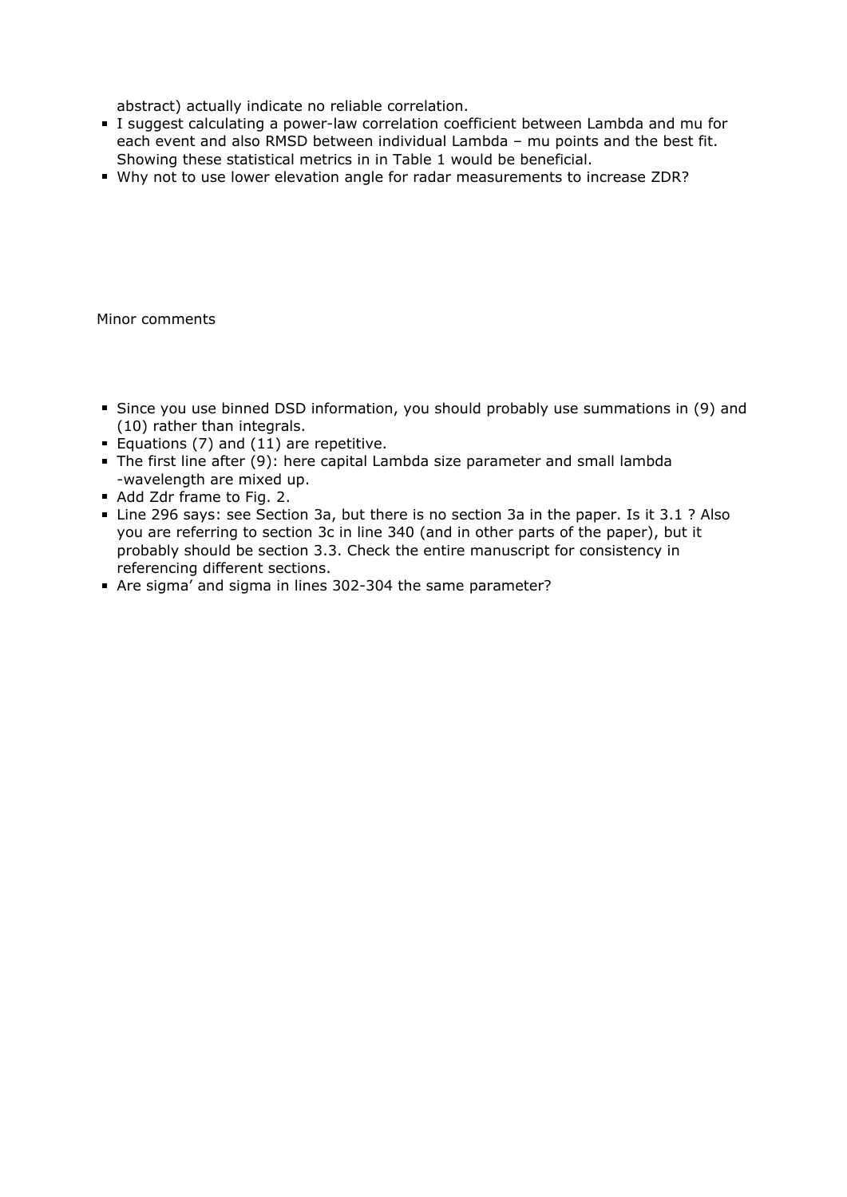abstract) actually indicate no reliable correlation.

- I suggest calculating a power-law correlation coefficient between Lambda and mu for each event and also RMSD between individual Lambda – mu points and the best fit. Showing these statistical metrics in in Table 1 would be beneficial.
- Why not to use lower elevation angle for radar measurements to increase ZDR?

Minor comments

- Since you use binned DSD information, you should probably use summations in (9) and (10) rather than integrals.
- Equations (7) and (11) are repetitive.
- The first line after (9): here capital Lambda size parameter and small lambda -wavelength are mixed up.
- Add Zdr frame to Fig. 2.
- Line 296 says: see Section 3a, but there is no section 3a in the paper. Is it 3.1 ? Also you are referring to section 3c in line 340 (and in other parts of the paper), but it probably should be section 3.3. Check the entire manuscript for consistency in referencing different sections.
- Are sigma' and sigma in lines 302-304 the same parameter?